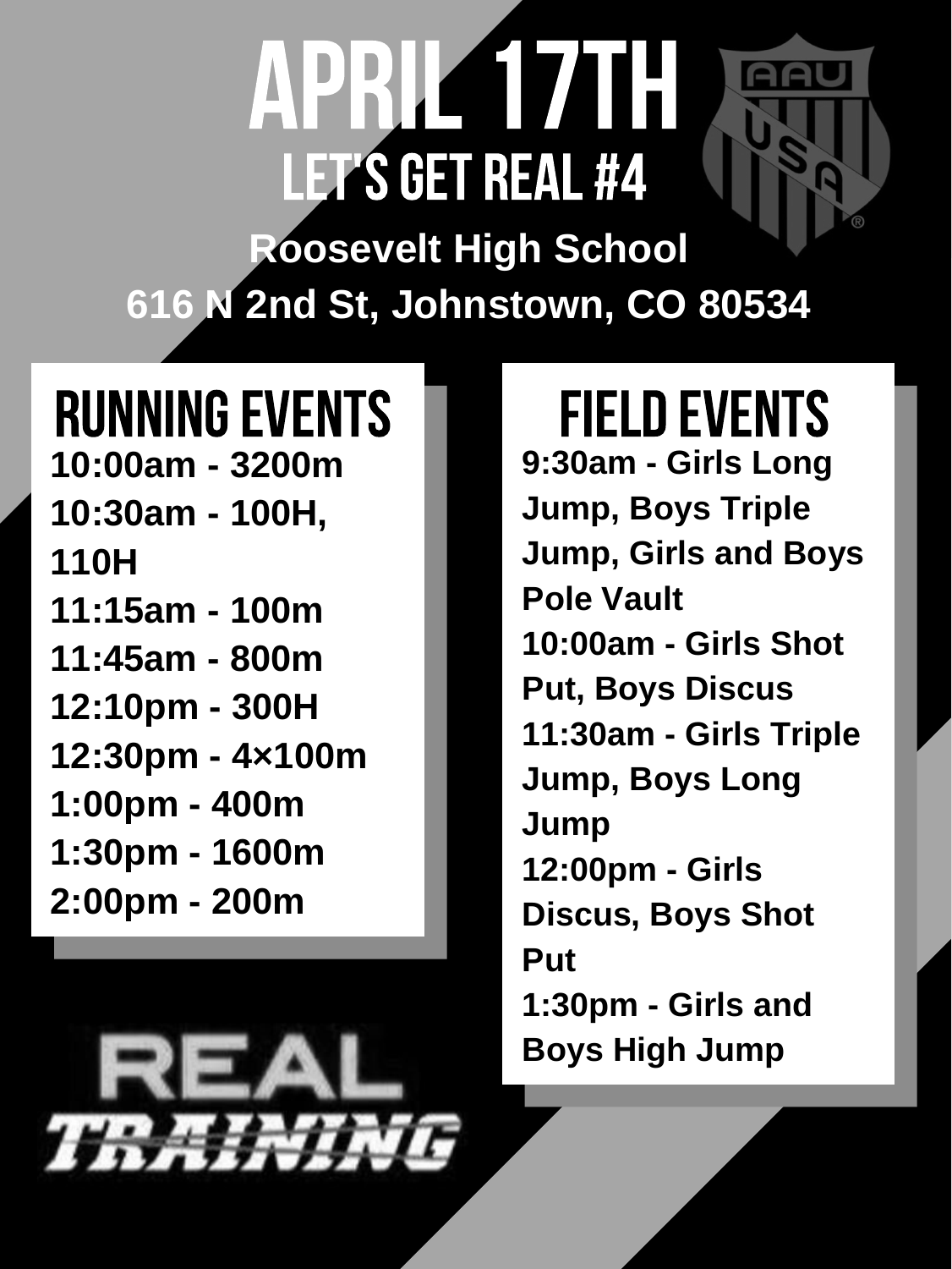# APRIL 17TH

## LET'S GET REAL #4

**Roosevelt High School**

**616 N 2nd St, Johnstown, CO 80534**

## RUNNING EVENTS

**10:00am - 3200m**

**10:30am - 100H, 110H**

**11:15am - 100m**

**11:45am - 800m**

**12:10pm - 300H**

**12:30pm - 4×100m**

**1:00pm - 400m**

**1:30pm - 1600m**

**2:00pm - 200m**

## FIELD EVENTS

**9:30am - Girls Long Jump, Boys Triple Jump, Girls and Boys Pole Vault**

**10:00am - Girls Shot Put, Boys Discus**

**11:30am - Girls Triple Jump, Boys Long Jump**

**12:00pm - Girls Discus, Boys Shot Put**

**1:30pm - Girls and Boys High Jump**

REAL TRAINING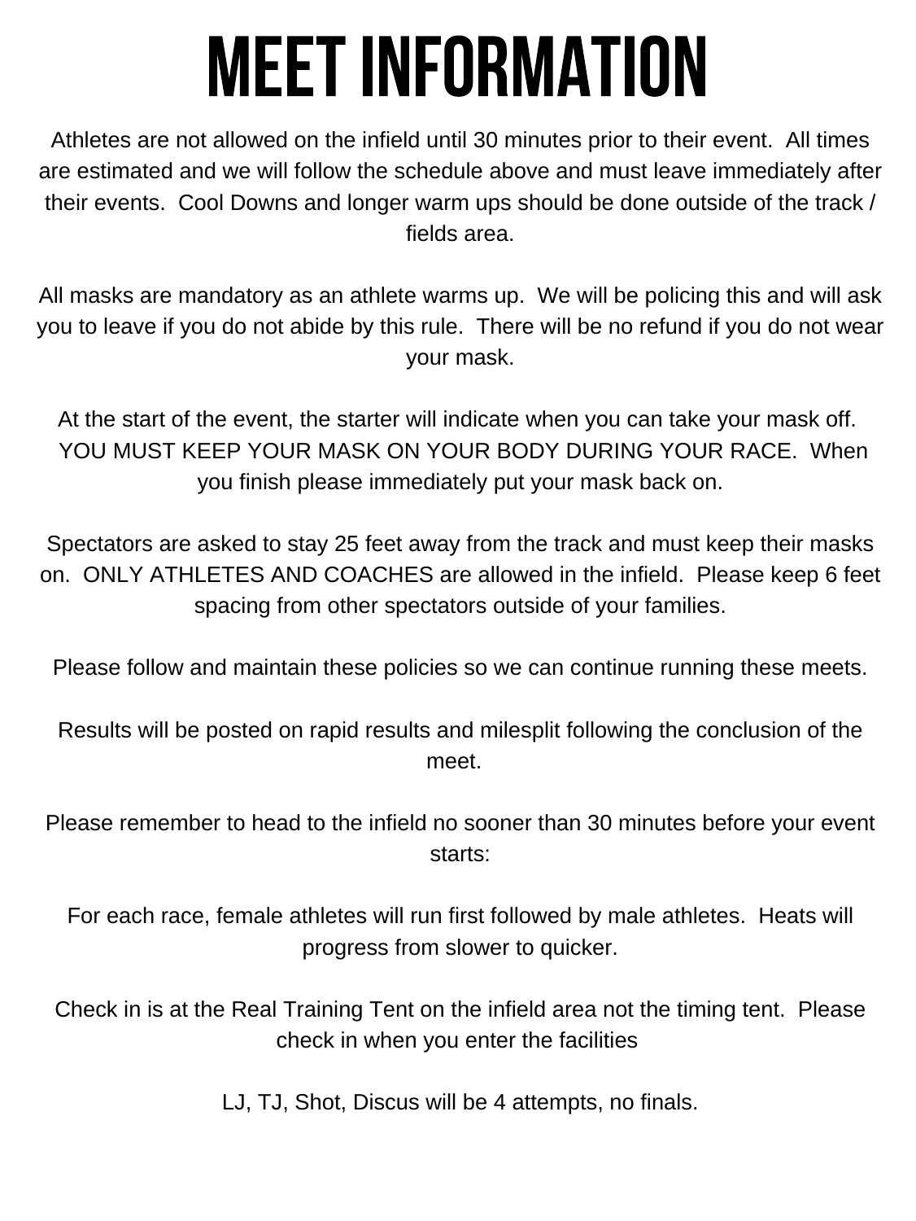# MEET INFORMATION

Athletes are not allowed on the infield until 30 minutes prior to their event. All times are estimated and we will follow the schedule above and must leave immediately after their events. Cool Downs and longer warm ups should be done outside of the track / fields area.

All masks are mandatory as an athlete warms up. We will be policing this and will ask you to leave if you do not abide by this rule. There will be no refund if you do not wear your mask.

At the start of the event, the starter will indicate when you can take your mask off. YOU MUST KEEP YOUR MASK ON YOUR BODY DURING YOUR RACE. When you finish please immediately put your mask back on.

Spectators are asked to stay 25 feet away from the track and must keep their masks on. ONLY ATHLETES AND COACHES are allowed in the infield. Please keep 6 feet spacing from other spectators outside of your families.

Please follow and maintain these policies so we can continue running these meets.

Results will be posted on rapid results and milesplit following the conclusion of the meet.

Please remember to head to the infield no sooner than 30 minutes before your event starts:

For each race, female athletes will run first followed by male athletes. Heats will progress from slower to quicker.

Check in is at the Real Training Tent on the infield area not the timing tent. Please check in when you enter the facilities

LJ, TJ, Shot, Discus will be 4 attempts, no finals.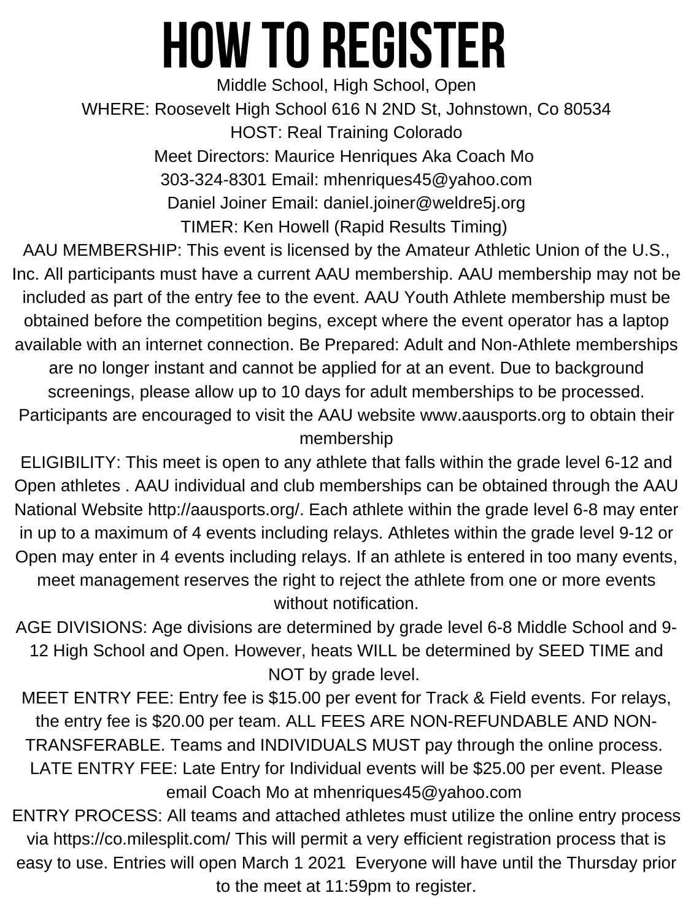# HOW TO REGISTER

Middle School, High School, Open

WHERE: Roosevelt High School 616 N 2ND St, Johnstown, Co 80534

HOST: Real Training Colorado

Meet Directors: Maurice Henriques Aka Coach Mo

303-324-8301 Email: mhenriques45@yahoo.com

Daniel Joiner Email: daniel.joiner@weldre5j.org

TIMER: Ken Howell (Rapid Results Timing)

AAU MEMBERSHIP: This event is licensed by the Amateur Athletic Union of the U.S., Inc. All participants must have a current AAU membership. AAU membership may not be included as part of the entry fee to the event. AAU Youth Athlete membership must be obtained before the competition begins, except where the event operator has a laptop available with an internet connection. Be Prepared: Adult and Non-Athlete memberships are no longer instant and cannot be applied for at an event. Due to background screenings, please allow up to 10 days for adult memberships to be processed. Participants are encouraged to visit the AAU website www.aausports.org to obtain their membership

ELIGIBILITY: This meet is open to any athlete that falls within the grade level 6-12 and Open athletes . AAU individual and club memberships can be obtained through the AAU National Website http://aausports.org/. Each athlete within the grade level 6-8 may enter in up to a maximum of 4 events including relays. Athletes within the grade level 9-12 or Open may enter in 4 events including relays. If an athlete is entered in too many events, meet management reserves the right to reject the athlete from one or more events without notification.

AGE DIVISIONS: Age divisions are determined by grade level 6-8 Middle School and 9-12 High School and Open. However, heats WILL be determined by SEED TIME and NOT by grade level.

MEET ENTRY FEE: Entry fee is $15.00 per event for Track & Field events. For relays, the entry fee is $20.00 per team. ALL FEES ARE NON-REFUNDABLE AND NON-TRANSFERABLE. Teams and INDIVIDUALS MUST pay through the online process.

LATE ENTRY FEE: Late Entry for Individual events will be $25.00 per event. Please email Coach Mo at mhenriques45@yahoo.com

ENTRY PROCESS: All teams and attached athletes must utilize the online entry process via https://co.milesplit.com/ This will permit a very efficient registration process that is easy to use. Entries will open March 1 2021 Everyone will have until the Thursday prior to the meet at 11:59pm to register.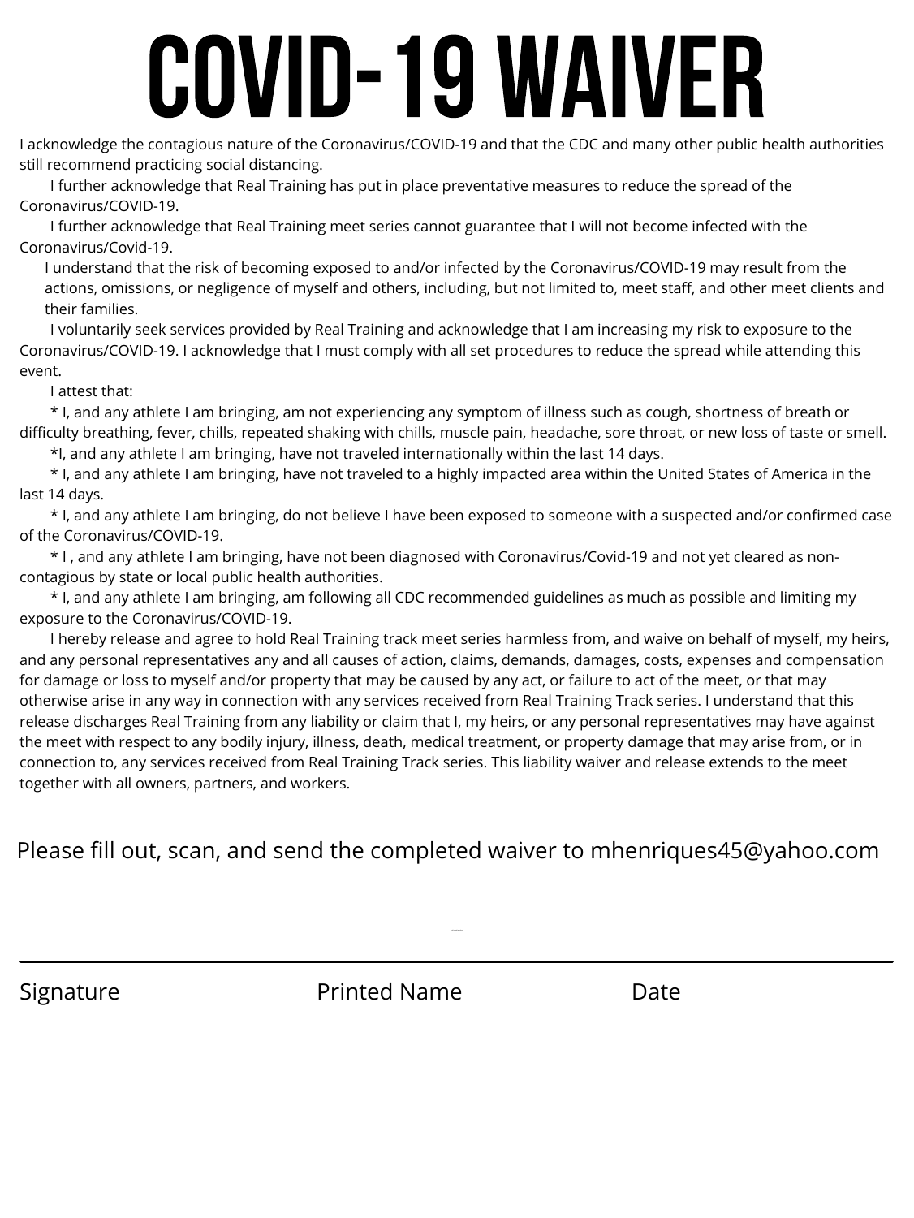# COVID-19 WAIVER

I acknowledge the contagious nature of the Coronavirus/COVID-19 and that the CDC and many other public health authorities still recommend practicing social distancing.

I further acknowledge that Real Training has put in place preventative measures to reduce the spread of the Coronavirus/COVID-19.

I further acknowledge that Real Training meet series cannot guarantee that I will not become infected with the Coronavirus/Covid-19.

I understand that the risk of becoming exposed to and/or infected by the Coronavirus/COVID-19 may result from the actions, omissions, or negligence of myself and others, including, but not limited to, meet staff, and other meet clients and their families.

I voluntarily seek services provided by Real Training and acknowledge that I am increasing my risk to exposure to the Coronavirus/COVID-19. I acknowledge that I must comply with all set procedures to reduce the spread while attending this event.

I attest that:

* I, and any athlete I am bringing, am not experiencing any symptom of illness such as cough, shortness of breath or difficulty breathing, fever, chills, repeated shaking with chills, muscle pain, headache, sore throat, or new loss of taste or smell.
* I, and any athlete I am bringing, have not traveled internationally within the last 14 days.
* I, and any athlete I am bringing, have not traveled to a highly impacted area within the United States of America in the last 14 days.
* I, and any athlete I am bringing, do not believe I have been exposed to someone with a suspected and/or confirmed case of the Coronavirus/COVID-19.
* I , and any athlete I am bringing, have not been diagnosed with Coronavirus/Covid-19 and not yet cleared as non-contagious by state or local public health authorities.
* I, and any athlete I am bringing, am following all CDC recommended guidelines as much as possible and limiting my exposure to the Coronavirus/COVID-19.

I hereby release and agree to hold Real Training track meet series harmless from, and waive on behalf of myself, my heirs, and any personal representatives any and all causes of action, claims, demands, damages, costs, expenses and compensation for damage or loss to myself and/or property that may be caused by any act, or failure to act of the meet, or that may otherwise arise in any way in connection with any services received from Real Training Track series. I understand that this release discharges Real Training from any liability or claim that I, my heirs, or any personal representatives may have against the meet with respect to any bodily injury, illness, death, medical treatment, or property damage that may arise from, or in connection to, any services received from Real Training Track series. This liability waiver and release extends to the meet together with all owners, partners, and workers.

Please fill out, scan, and send the completed waiver to mhenriques45@yahoo.com

Signature Printed Name Date